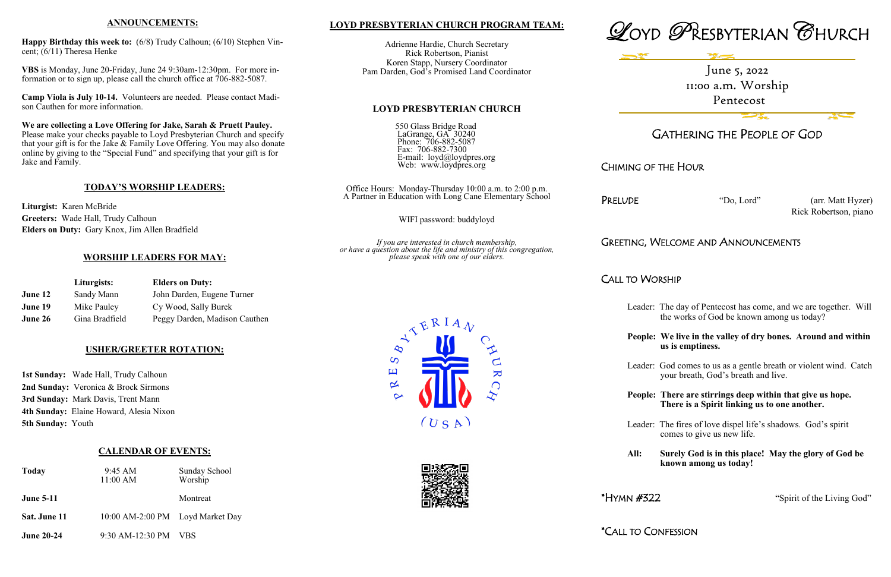## ANNOUNCEMENTS:

**Happy Birthday this week to:** (6/8) Trudy Calhoun; (6/10) Stephen Vincent; (6/11) Theresa Henke

**VBS** is Monday, June 20-Friday, June 24 9:30am-12:30pm. For more information or to sign up, please call the church office at 706-882-5087.

**Camp Viola is July 10-14.** Volunteers are needed. Please contact Madison Cauthen for more information.

**We are collecting a Love Offering for Jake, Sarah & Pruett Pauley.** Please make your checks payable to Loyd Presbyterian Church and specify that your gift is for the Jake & Family Love Offering. You may also donate online by giving to the "Special Fund" and specifying that your gift is for Jake and Family.

## TODAY'S WORSHIP LEADERS:

**Liturgist:** Karen McBride
**Greeters:** Wade Hall, Trudy Calhoun
**Elders on Duty:** Gary Knox, Jim Allen Bradfield

## WORSHIP LEADERS FOR MAY:

| | Liturgists: | Elders on Duty: |
|---|---|---|
| June 12 | Sandy Mann | John Darden, Eugene Turner |
| June 19 | Mike Pauley | Cy Wood, Sally Burek |
| June 26 | Gina Bradfield | Peggy Darden, Madison Cauthen |

## USHER/GREETER ROTATION:

**1st Sunday:** Wade Hall, Trudy Calhoun
**2nd Sunday:** Veronica & Brock Sirmons
**3rd Sunday:** Mark Davis, Trent Mann
**4th Sunday:** Elaine Howard, Alesia Nixon
**5th Sunday:** Youth

## CALENDAR OF EVENTS:

| | | |
|---|---|---|
| **Today** | 9:45 AM<br>11:00 AM | Sunday School<br>Worship |
| **June 5-11** | | Montreat |
| **Sat. June 11** | 10:00 AM-2:00 PM | Loyd Market Day |
| **June 20-24** | 9:30 AM-12:30 PM | VBS |

## LOYD PRESBYTERIAN CHURCH PROGRAM TEAM:

Adrienne Hardie, Church Secretary
Rick Robertson, Pianist
Koren Stapp, Nursery Coordinator
Pam Darden, God's Promised Land Coordinator

## LOYD PRESBYTERIAN CHURCH

550 Glass Bridge Road
LaGrange, GA 30240
Phone: 706-882-5087
Fax: 706-882-7300
E-mail: loyd@loydpres.org
Web: www.loydpres.org

Office Hours: Monday-Thursday 10:00 a.m. to 2:00 p.m.
A Partner in Education with Long Cane Elementary School

WIFI password: buddyloyd

*If you are interested in church membership, or have a question about the life and ministry of this congregation, please speak with one of our elders.*

# LOYD PRESBYTERIAN CHURCH

June 5, 2022
11:00 a.m. Worship
Pentecost

## GATHERING THE PEOPLE OF GOD

CHIMING OF THE HOUR

PRELUDE "Do, Lord" (arr. Matt Hyzer)
Rick Robertson, piano

GREETING, WELCOME AND ANNOUNCEMENTS

CALL TO WORSHIP

Leader: The day of Pentecost has come, and we are together. Will the works of God be known among us today?

**People: We live in the valley of dry bones. Around and within us is emptiness.**

Leader: God comes to us as a gentle breath or violent wind. Catch your breath, God's breath and live.

**People: There are stirrings deep within that give us hope. There is a Spirit linking us to one another.**

Leader: The fires of love dispel life's shadows. God's spirit comes to give us new life.

**All: Surely God is in this place! May the glory of God be known among us today!**

*HYMN #322 "Spirit of the Living God"

*CALL TO CONFESSION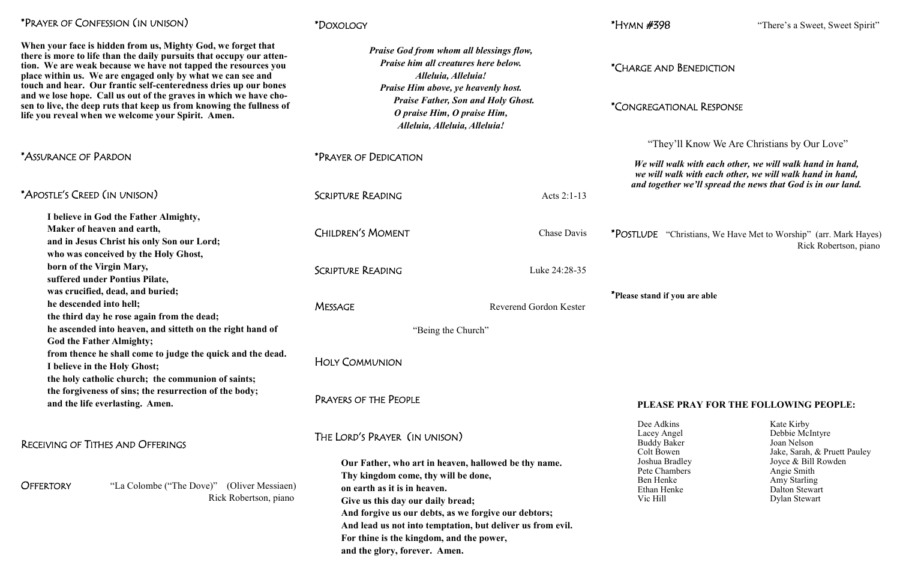## *Prayer of Confession (in unison)

**When your face is hidden from us, Mighty God, we forget that there is more to life than the daily pursuits that occupy our attention. We are weak because we have not tapped the resources you place within us. We are engaged only by what we can see and touch and hear. Our frantic self-centeredness dries up our bones and we lose hope. Call us out of the graves in which we have chosen to live, the deep ruts that keep us from knowing the fullness of life you reveal when we welcome your Spirit. Amen.**

## *Assurance of Pardon

## *Apostle's Creed (in unison)

**I believe in God the Father Almighty,**
**Maker of heaven and earth,**
**and in Jesus Christ his only Son our Lord;**
**who was conceived by the Holy Ghost,**
**born of the Virgin Mary,**
**suffered under Pontius Pilate,**
**was crucified, dead, and buried;**
**he descended into hell;**
**the third day he rose again from the dead;**
**he ascended into heaven, and sitteth on the right hand of God the Father Almighty;**
**from thence he shall come to judge the quick and the dead.**
**I believe in the Holy Ghost;**
**the holy catholic church; the communion of saints;**
**the forgiveness of sins; the resurrection of the body;**
**and the life everlasting. Amen.**

## Receiving of Tithes and Offerings

**Offertory** "La Colombe ("The Dove)" (Oliver Messiaen)
Rick Robertson, piano

## *Doxology

***Praise God from whom all blessings flow,***
***Praise him all creatures here below.***
***Alleluia, Alleluia!***
***Praise Him above, ye heavenly host.***
***Praise Father, Son and Holy Ghost.***
***O praise Him, O praise Him,***
***Alleluia, Alleluia, Alleluia!***

## *Prayer of Dedication

**Scripture Reading** Acts 2:1-13

**Children's Moment** Chase Davis

**Scripture Reading** Luke 24:28-35

**Message** Reverend Gordon Kester

"Being the Church"

## Holy Communion

## Prayers of the People

## The Lord's Prayer (in unison)

**Our Father, who art in heaven, hallowed be thy name.**
**Thy kingdom come, thy will be done,**
**on earth as it is in heaven.**
**Give us this day our daily bread;**
**And forgive us our debts, as we forgive our debtors;**
**And lead us not into temptation, but deliver us from evil.**
**For thine is the kingdom, and the power,**
**and the glory, forever. Amen.**

**\*Hymn #398** "There's a Sweet, Sweet Spirit"

## *Charge and Benediction

## *Congregational Response

"They'll Know We Are Christians by Our Love"

***We will walk with each other, we will walk hand in hand,***
***we will walk with each other, we will walk hand in hand,***
***and together we'll spread the news that God is in our land.***

**\*Postlude** "Christians, We Have Met to Worship" (arr. Mark Hayes)
Rick Robertson, piano

**\*Please stand if you are able**

### PLEASE PRAY FOR THE FOLLOWING PEOPLE:

Dee Adkins
Lacey Angel
Buddy Baker
Colt Bowen
Joshua Bradley
Pete Chambers
Ben Henke
Ethan Henke
Vic Hill
Kate Kirby
Debbie McIntyre
Joan Nelson
Jake, Sarah, & Pruett Pauley
Joyce & Bill Rowden
Angie Smith
Amy Starling
Dalton Stewart
Dylan Stewart